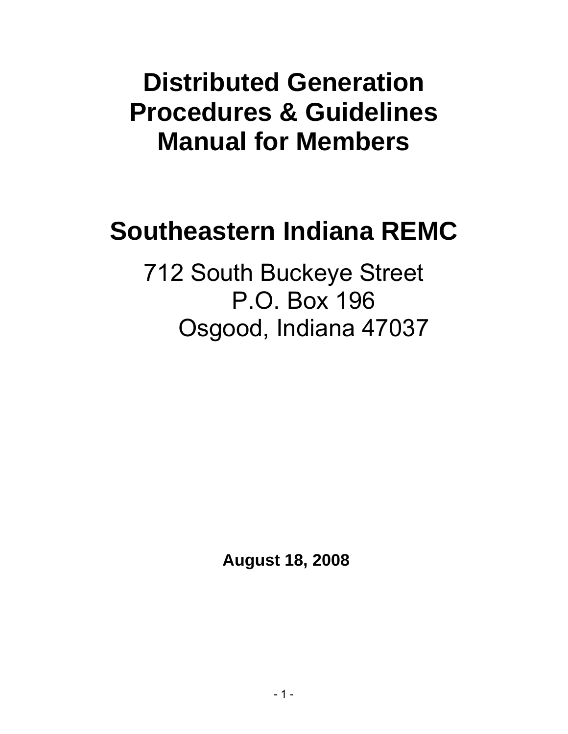# Distributed Generation Procedures & Guidelines Manual for Members

## Southeastern Indiana REMC

712 South Buckeye Street
P.O. Box 196
Osgood, Indiana 47037

**August 18, 2008**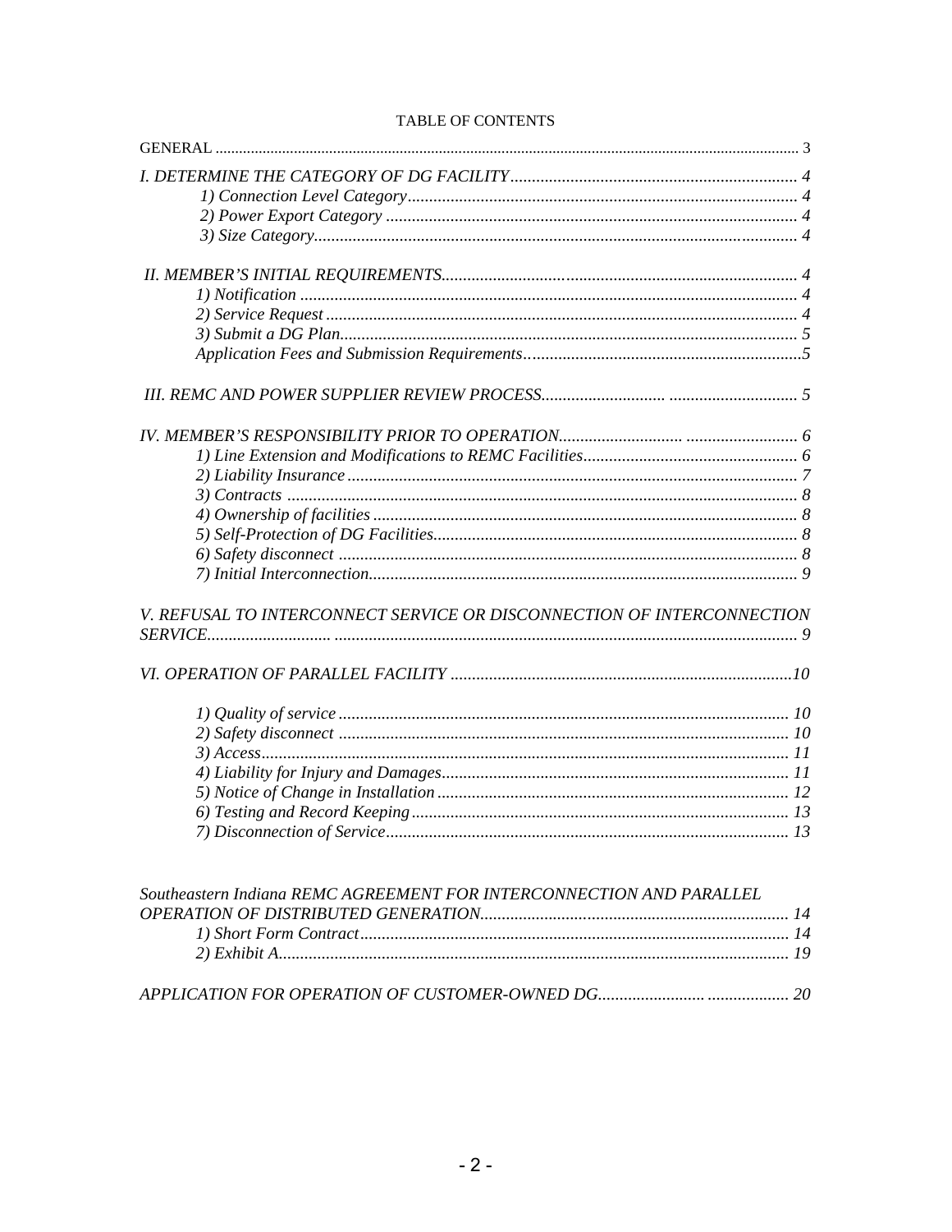TABLE OF CONTENTS

GENERAL ..................................................................................................................................... 3

*I. DETERMINE THE CATEGORY OF DG FACILITY*.................................................................. 4
- *1) Connection Level Category*........................................................................................... 4
- *2) Power Export Category* ................................................................................................ 4
- *3) Size Category*................................................................................................................ 4

*II. MEMBER'S INITIAL REQUIREMENTS*.................................................................................. 4
- *1) Notification* .................................................................................................................. 4
- *2) Service Request* ............................................................................................................. 4
- *3) Submit a DG Plan*.......................................................................................................... 5
- *Application Fees and Submission Requirements*.................................................................5

*III. REMC AND POWER SUPPLIER REVIEW PROCESS*.......................... .............................. 5

*IV. MEMBER'S RESPONSIBILITY PRIOR TO OPERATION*......................... .......................... 6
- *1) Line Extension and Modifications to REMC Facilities*.................................................. 6
- *2) Liability Insurance* ........................................................................................................ 7
- *3) Contracts* ...................................................................................................................... 8
- *4) Ownership of facilities* .................................................................................................. 8
- *5) Self-Protection of DG Facilities*.................................................................................... 8
- *6) Safety disconnect* .......................................................................................................... 8
- *7) Initial Interconnection*................................................................................................... 9

*V. REFUSAL TO INTERCONNECT SERVICE OR DISCONNECTION OF INTERCONNECTION SERVICE*.......................... ........................................................................................................... 9

*VI. OPERATION OF PARALLEL FACILITY* ...............................................................................10
- *1) Quality of service* ........................................................................................................ 10
- *2) Safety disconnect* ........................................................................................................ 10
- *3) Access*.......................................................................................................................... 11
- *4) Liability for Injury and Damages*................................................................................ 11
- *5) Notice of Change in Installation* ................................................................................. 12
- *6) Testing and Record Keeping* ....................................................................................... 13
- *7) Disconnection of Service*............................................................................................. 13

*Southeastern Indiana REMC AGREEMENT FOR INTERCONNECTION AND PARALLEL OPERATION OF DISTRIBUTED GENERATION*....................................................................... 14
- *1) Short Form Contract*................................................................................................... 14
- *2) Exhibit A*...................................................................................................................... 19

*APPLICATION FOR OPERATION OF CUSTOMER-OWNED DG*.......................... .................. 20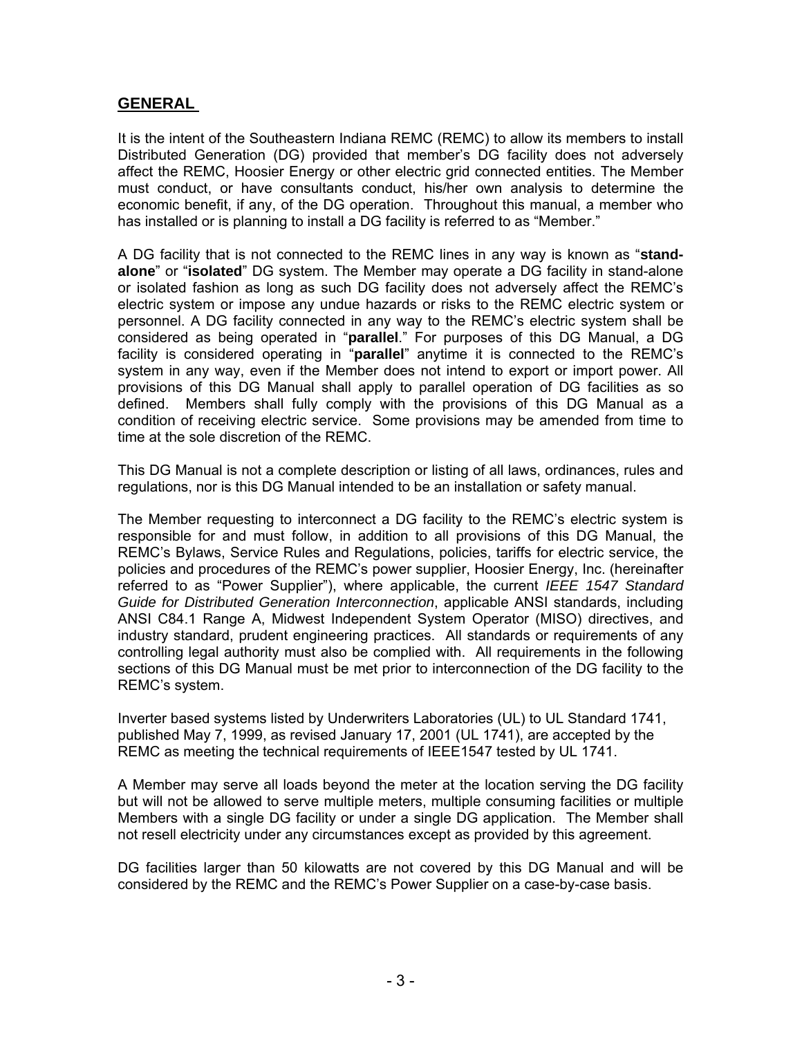## GENERAL

It is the intent of the Southeastern Indiana REMC (REMC) to allow its members to install Distributed Generation (DG) provided that member's DG facility does not adversely affect the REMC, Hoosier Energy or other electric grid connected entities. The Member must conduct, or have consultants conduct, his/her own analysis to determine the economic benefit, if any, of the DG operation. Throughout this manual, a member who has installed or is planning to install a DG facility is referred to as "Member."

A DG facility that is not connected to the REMC lines in any way is known as "**stand-alone**" or "**isolated**" DG system. The Member may operate a DG facility in stand-alone or isolated fashion as long as such DG facility does not adversely affect the REMC's electric system or impose any undue hazards or risks to the REMC electric system or personnel. A DG facility connected in any way to the REMC's electric system shall be considered as being operated in "**parallel**." For purposes of this DG Manual, a DG facility is considered operating in "**parallel**" anytime it is connected to the REMC's system in any way, even if the Member does not intend to export or import power. All provisions of this DG Manual shall apply to parallel operation of DG facilities as so defined. Members shall fully comply with the provisions of this DG Manual as a condition of receiving electric service. Some provisions may be amended from time to time at the sole discretion of the REMC.

This DG Manual is not a complete description or listing of all laws, ordinances, rules and regulations, nor is this DG Manual intended to be an installation or safety manual.

The Member requesting to interconnect a DG facility to the REMC's electric system is responsible for and must follow, in addition to all provisions of this DG Manual, the REMC's Bylaws, Service Rules and Regulations, policies, tariffs for electric service, the policies and procedures of the REMC's power supplier, Hoosier Energy, Inc. (hereinafter referred to as "Power Supplier"), where applicable, the current *IEEE 1547 Standard Guide for Distributed Generation Interconnection*, applicable ANSI standards, including ANSI C84.1 Range A, Midwest Independent System Operator (MISO) directives, and industry standard, prudent engineering practices. All standards or requirements of any controlling legal authority must also be complied with. All requirements in the following sections of this DG Manual must be met prior to interconnection of the DG facility to the REMC's system.

Inverter based systems listed by Underwriters Laboratories (UL) to UL Standard 1741, published May 7, 1999, as revised January 17, 2001 (UL 1741), are accepted by the REMC as meeting the technical requirements of IEEE1547 tested by UL 1741.

A Member may serve all loads beyond the meter at the location serving the DG facility but will not be allowed to serve multiple meters, multiple consuming facilities or multiple Members with a single DG facility or under a single DG application. The Member shall not resell electricity under any circumstances except as provided by this agreement.

DG facilities larger than 50 kilowatts are not covered by this DG Manual and will be considered by the REMC and the REMC's Power Supplier on a case-by-case basis.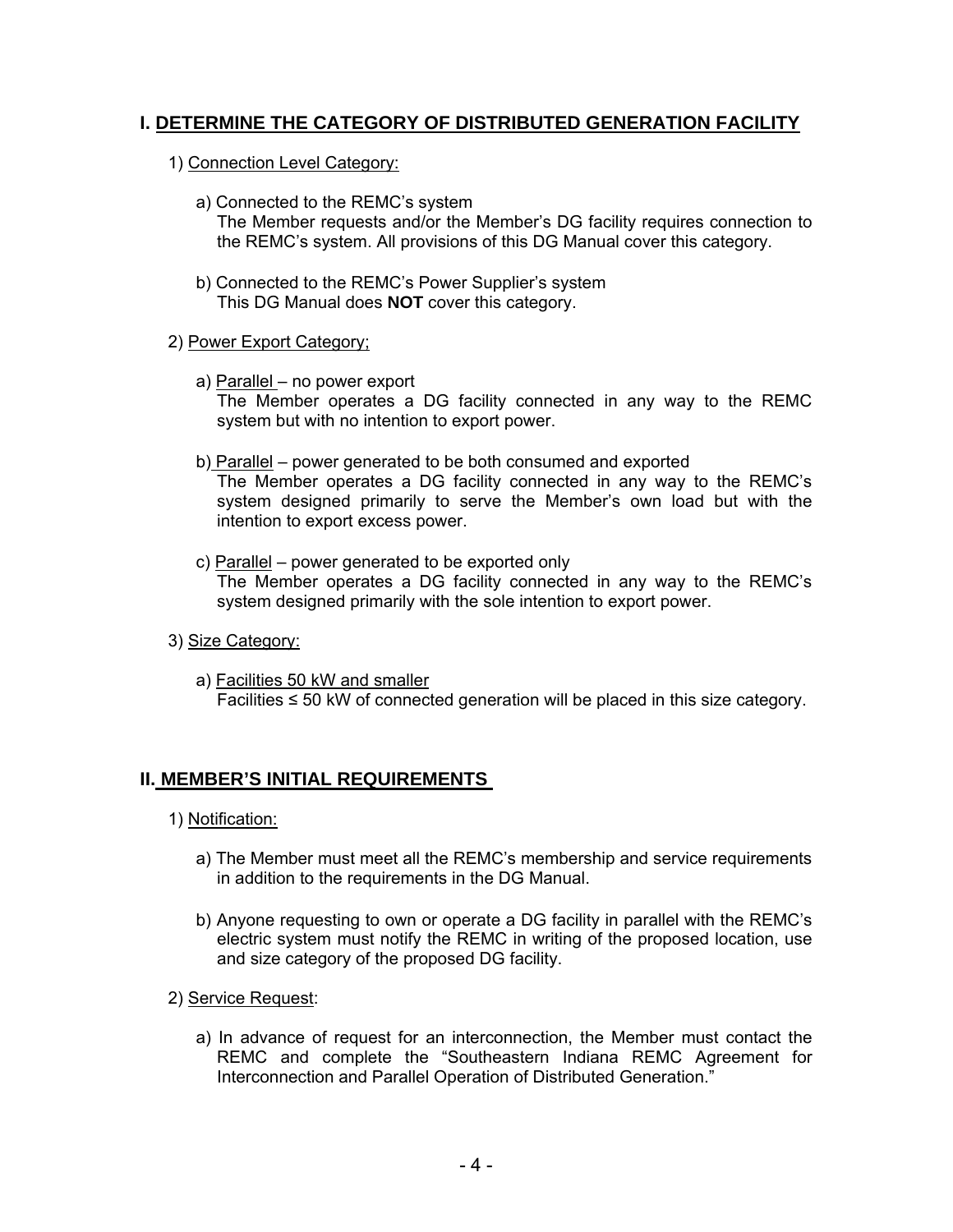## I. DETERMINE THE CATEGORY OF DISTRIBUTED GENERATION FACILITY

1) Connection Level Category:

   a) Connected to the REMC's system
      The Member requests and/or the Member's DG facility requires connection to the REMC's system. All provisions of this DG Manual cover this category.

   b) Connected to the REMC's Power Supplier's system
      This DG Manual does **NOT** cover this category.

2) Power Export Category;

   a) Parallel – no power export
      The Member operates a DG facility connected in any way to the REMC system but with no intention to export power.

   b) Parallel – power generated to be both consumed and exported
      The Member operates a DG facility connected in any way to the REMC's system designed primarily to serve the Member's own load but with the intention to export excess power.

   c) Parallel – power generated to be exported only
      The Member operates a DG facility connected in any way to the REMC's system designed primarily with the sole intention to export power.

3) Size Category:

   a) Facilities 50 kW and smaller
      Facilities ≤ 50 kW of connected generation will be placed in this size category.

## II. MEMBER'S INITIAL REQUIREMENTS

1) Notification:

   a) The Member must meet all the REMC's membership and service requirements in addition to the requirements in the DG Manual.

   b) Anyone requesting to own or operate a DG facility in parallel with the REMC's electric system must notify the REMC in writing of the proposed location, use and size category of the proposed DG facility.

2) Service Request:

   a) In advance of request for an interconnection, the Member must contact the REMC and complete the "Southeastern Indiana REMC Agreement for Interconnection and Parallel Operation of Distributed Generation."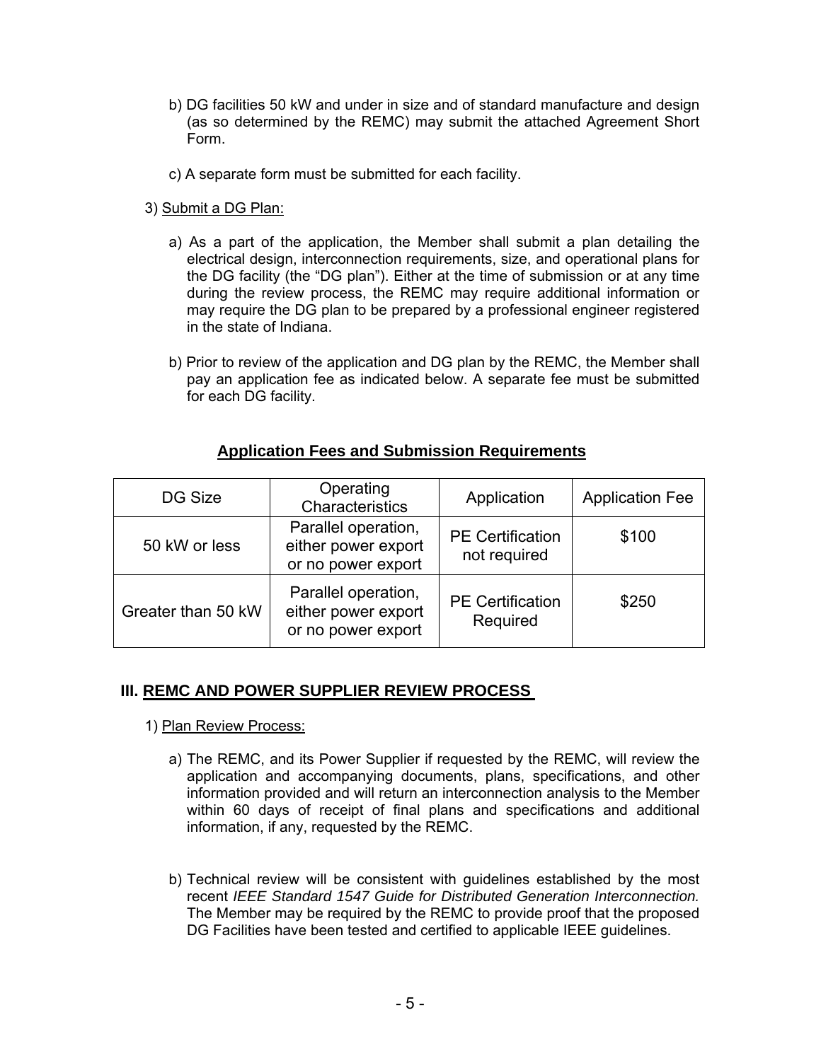b) DG facilities 50 kW and under in size and of standard manufacture and design (as so determined by the REMC) may submit the attached Agreement Short Form.

c) A separate form must be submitted for each facility.

3) Submit a DG Plan:

a) As a part of the application, the Member shall submit a plan detailing the electrical design, interconnection requirements, size, and operational plans for the DG facility (the "DG plan"). Either at the time of submission or at any time during the review process, the REMC may require additional information or may require the DG plan to be prepared by a professional engineer registered in the state of Indiana.

b) Prior to review of the application and DG plan by the REMC, the Member shall pay an application fee as indicated below. A separate fee must be submitted for each DG facility.

**Application Fees and Submission Requirements**

| DG Size | Operating Characteristics | Application | Application Fee |
| --- | --- | --- | --- |
| 50 kW or less | Parallel operation, either power export or no power export | PE Certification not required | $100 |
| Greater than 50 kW | Parallel operation, either power export or no power export | PE Certification Required | $250 |

## III. REMC AND POWER SUPPLIER REVIEW PROCESS

1) Plan Review Process:

a) The REMC, and its Power Supplier if requested by the REMC, will review the application and accompanying documents, plans, specifications, and other information provided and will return an interconnection analysis to the Member within 60 days of receipt of final plans and specifications and additional information, if any, requested by the REMC.

b) Technical review will be consistent with guidelines established by the most recent *IEEE Standard 1547 Guide for Distributed Generation Interconnection.* The Member may be required by the REMC to provide proof that the proposed DG Facilities have been tested and certified to applicable IEEE guidelines.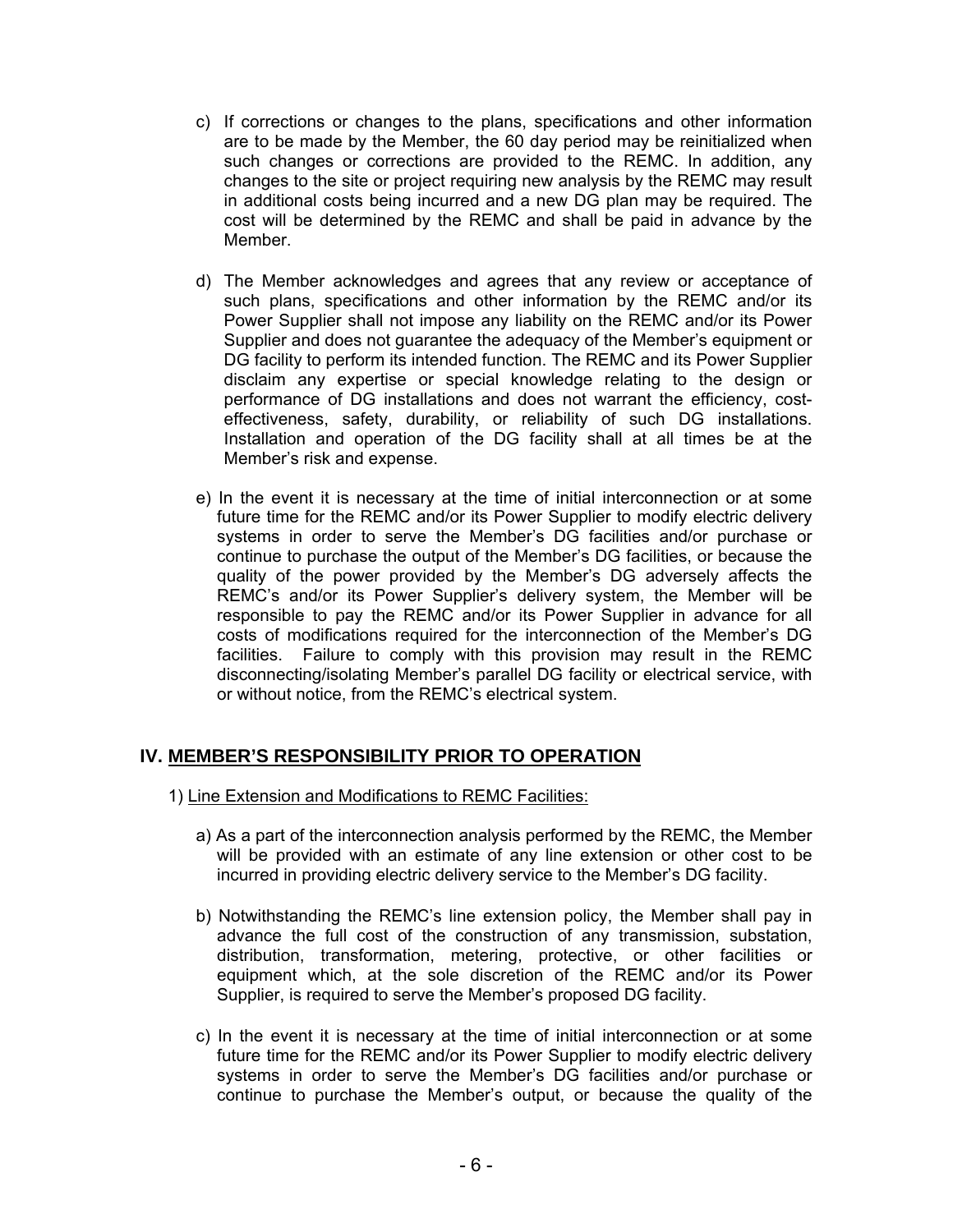c) If corrections or changes to the plans, specifications and other information are to be made by the Member, the 60 day period may be reinitialized when such changes or corrections are provided to the REMC. In addition, any changes to the site or project requiring new analysis by the REMC may result in additional costs being incurred and a new DG plan may be required. The cost will be determined by the REMC and shall be paid in advance by the Member.

d) The Member acknowledges and agrees that any review or acceptance of such plans, specifications and other information by the REMC and/or its Power Supplier shall not impose any liability on the REMC and/or its Power Supplier and does not guarantee the adequacy of the Member's equipment or DG facility to perform its intended function. The REMC and its Power Supplier disclaim any expertise or special knowledge relating to the design or performance of DG installations and does not warrant the efficiency, cost-effectiveness, safety, durability, or reliability of such DG installations. Installation and operation of the DG facility shall at all times be at the Member's risk and expense.

e) In the event it is necessary at the time of initial interconnection or at some future time for the REMC and/or its Power Supplier to modify electric delivery systems in order to serve the Member's DG facilities and/or purchase or continue to purchase the output of the Member's DG facilities, or because the quality of the power provided by the Member's DG adversely affects the REMC's and/or its Power Supplier's delivery system, the Member will be responsible to pay the REMC and/or its Power Supplier in advance for all costs of modifications required for the interconnection of the Member's DG facilities. Failure to comply with this provision may result in the REMC disconnecting/isolating Member's parallel DG facility or electrical service, with or without notice, from the REMC's electrical system.

## IV. <u>MEMBER'S RESPONSIBILITY PRIOR TO OPERATION</u>

1) <u>Line Extension and Modifications to REMC Facilities:</u>

a) As a part of the interconnection analysis performed by the REMC, the Member will be provided with an estimate of any line extension or other cost to be incurred in providing electric delivery service to the Member's DG facility.

b) Notwithstanding the REMC's line extension policy, the Member shall pay in advance the full cost of the construction of any transmission, substation, distribution, transformation, metering, protective, or other facilities or equipment which, at the sole discretion of the REMC and/or its Power Supplier, is required to serve the Member's proposed DG facility.

c) In the event it is necessary at the time of initial interconnection or at some future time for the REMC and/or its Power Supplier to modify electric delivery systems in order to serve the Member's DG facilities and/or purchase or continue to purchase the Member's output, or because the quality of the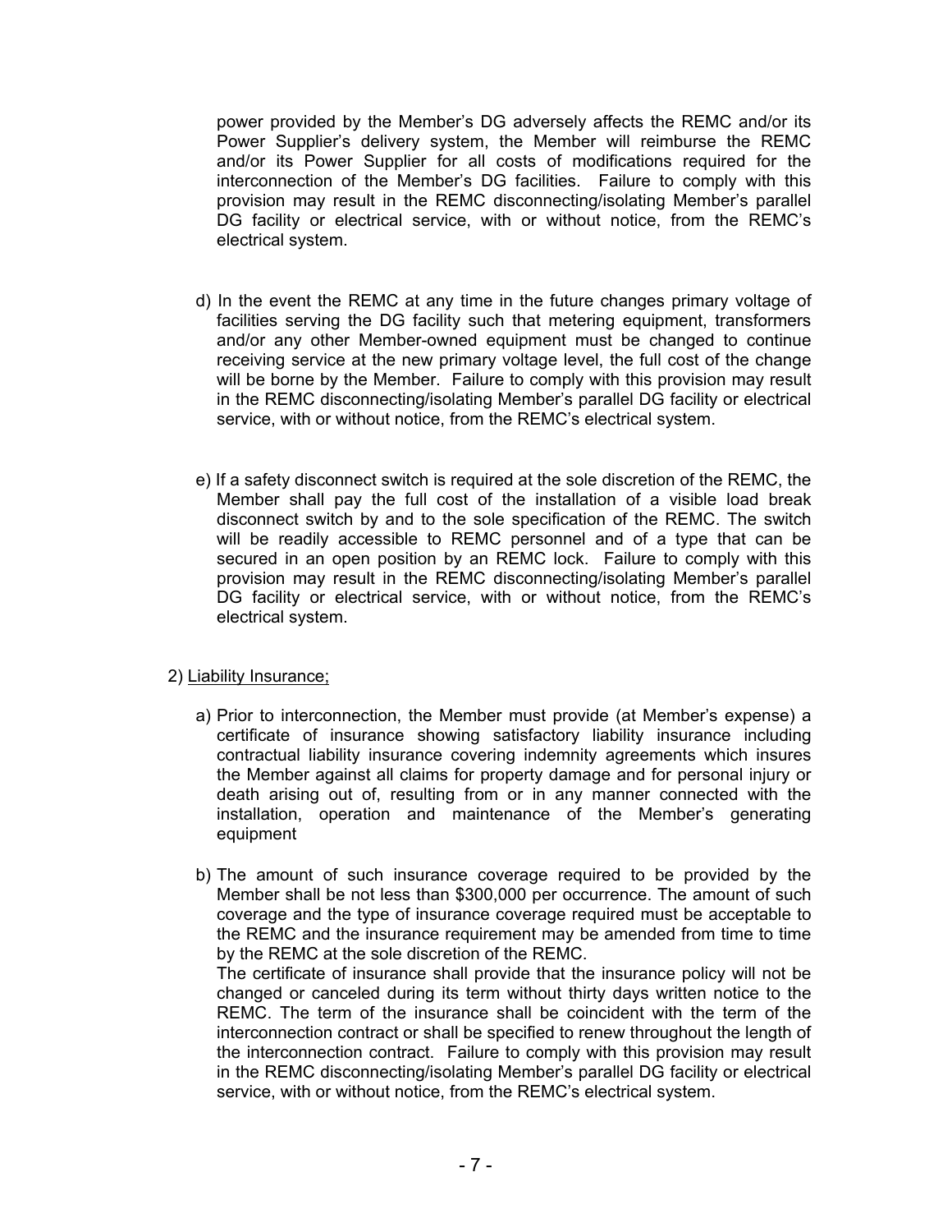power provided by the Member's DG adversely affects the REMC and/or its Power Supplier's delivery system, the Member will reimburse the REMC and/or its Power Supplier for all costs of modifications required for the interconnection of the Member's DG facilities. Failure to comply with this provision may result in the REMC disconnecting/isolating Member's parallel DG facility or electrical service, with or without notice, from the REMC's electrical system.

d) In the event the REMC at any time in the future changes primary voltage of facilities serving the DG facility such that metering equipment, transformers and/or any other Member-owned equipment must be changed to continue receiving service at the new primary voltage level, the full cost of the change will be borne by the Member. Failure to comply with this provision may result in the REMC disconnecting/isolating Member's parallel DG facility or electrical service, with or without notice, from the REMC's electrical system.

e) If a safety disconnect switch is required at the sole discretion of the REMC, the Member shall pay the full cost of the installation of a visible load break disconnect switch by and to the sole specification of the REMC. The switch will be readily accessible to REMC personnel and of a type that can be secured in an open position by an REMC lock. Failure to comply with this provision may result in the REMC disconnecting/isolating Member's parallel DG facility or electrical service, with or without notice, from the REMC's electrical system.

2) <u>Liability Insurance;</u>

a) Prior to interconnection, the Member must provide (at Member's expense) a certificate of insurance showing satisfactory liability insurance including contractual liability insurance covering indemnity agreements which insures the Member against all claims for property damage and for personal injury or death arising out of, resulting from or in any manner connected with the installation, operation and maintenance of the Member's generating equipment

b) The amount of such insurance coverage required to be provided by the Member shall be not less than $300,000 per occurrence. The amount of such coverage and the type of insurance coverage required must be acceptable to the REMC and the insurance requirement may be amended from time to time by the REMC at the sole discretion of the REMC.
The certificate of insurance shall provide that the insurance policy will not be changed or canceled during its term without thirty days written notice to the REMC. The term of the insurance shall be coincident with the term of the interconnection contract or shall be specified to renew throughout the length of the interconnection contract. Failure to comply with this provision may result in the REMC disconnecting/isolating Member's parallel DG facility or electrical service, with or without notice, from the REMC's electrical system.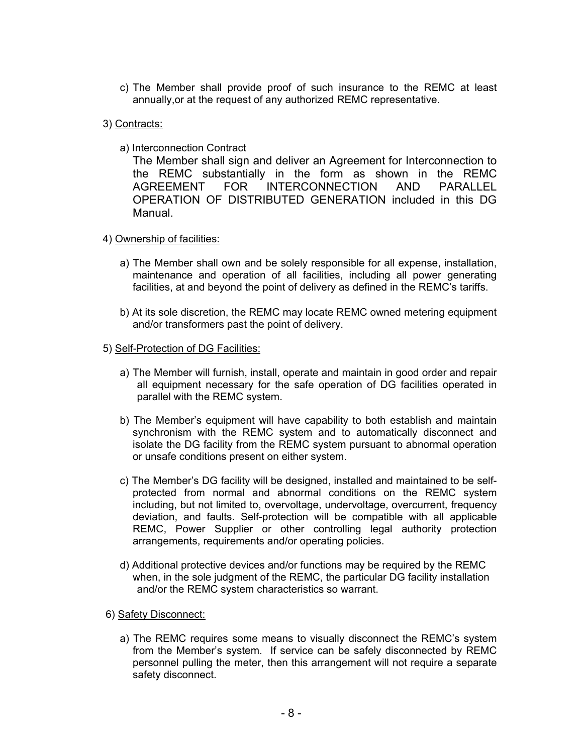c) The Member shall provide proof of such insurance to the REMC at least annually,or at the request of any authorized REMC representative.

3) <u>Contracts:</u>

a) Interconnection Contract

The Member shall sign and deliver an Agreement for Interconnection to the REMC substantially in the form as shown in the REMC AGREEMENT FOR INTERCONNECTION AND PARALLEL OPERATION OF DISTRIBUTED GENERATION included in this DG Manual.

4) <u>Ownership of facilities:</u>

a) The Member shall own and be solely responsible for all expense, installation, maintenance and operation of all facilities, including all power generating facilities, at and beyond the point of delivery as defined in the REMC's tariffs.

b) At its sole discretion, the REMC may locate REMC owned metering equipment and/or transformers past the point of delivery.

5) <u>Self-Protection of DG Facilities:</u>

a) The Member will furnish, install, operate and maintain in good order and repair all equipment necessary for the safe operation of DG facilities operated in parallel with the REMC system.

b) The Member's equipment will have capability to both establish and maintain synchronism with the REMC system and to automatically disconnect and isolate the DG facility from the REMC system pursuant to abnormal operation or unsafe conditions present on either system.

c) The Member's DG facility will be designed, installed and maintained to be self-protected from normal and abnormal conditions on the REMC system including, but not limited to, overvoltage, undervoltage, overcurrent, frequency deviation, and faults. Self-protection will be compatible with all applicable REMC, Power Supplier or other controlling legal authority protection arrangements, requirements and/or operating policies.

d) Additional protective devices and/or functions may be required by the REMC when, in the sole judgment of the REMC, the particular DG facility installation and/or the REMC system characteristics so warrant.

6) <u>Safety Disconnect:</u>

a) The REMC requires some means to visually disconnect the REMC's system from the Member's system. If service can be safely disconnected by REMC personnel pulling the meter, then this arrangement will not require a separate safety disconnect.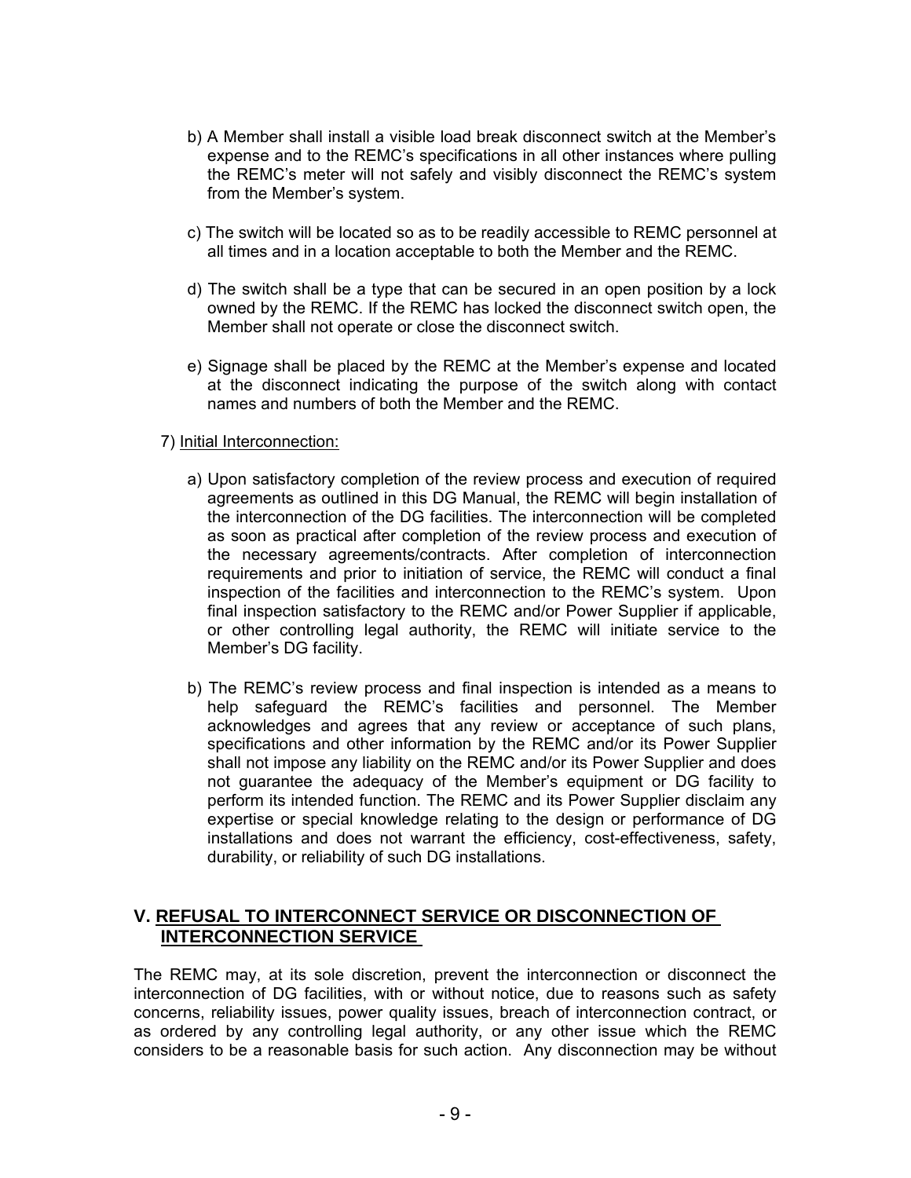b) A Member shall install a visible load break disconnect switch at the Member's expense and to the REMC's specifications in all other instances where pulling the REMC's meter will not safely and visibly disconnect the REMC's system from the Member's system.

c) The switch will be located so as to be readily accessible to REMC personnel at all times and in a location acceptable to both the Member and the REMC.

d) The switch shall be a type that can be secured in an open position by a lock owned by the REMC. If the REMC has locked the disconnect switch open, the Member shall not operate or close the disconnect switch.

e) Signage shall be placed by the REMC at the Member's expense and located at the disconnect indicating the purpose of the switch along with contact names and numbers of both the Member and the REMC.

7) Initial Interconnection:

a) Upon satisfactory completion of the review process and execution of required agreements as outlined in this DG Manual, the REMC will begin installation of the interconnection of the DG facilities. The interconnection will be completed as soon as practical after completion of the review process and execution of the necessary agreements/contracts. After completion of interconnection requirements and prior to initiation of service, the REMC will conduct a final inspection of the facilities and interconnection to the REMC's system. Upon final inspection satisfactory to the REMC and/or Power Supplier if applicable, or other controlling legal authority, the REMC will initiate service to the Member's DG facility.

b) The REMC's review process and final inspection is intended as a means to help safeguard the REMC's facilities and personnel. The Member acknowledges and agrees that any review or acceptance of such plans, specifications and other information by the REMC and/or its Power Supplier shall not impose any liability on the REMC and/or its Power Supplier and does not guarantee the adequacy of the Member's equipment or DG facility to perform its intended function. The REMC and its Power Supplier disclaim any expertise or special knowledge relating to the design or performance of DG installations and does not warrant the efficiency, cost-effectiveness, safety, durability, or reliability of such DG installations.

## V. REFUSAL TO INTERCONNECT SERVICE OR DISCONNECTION OF INTERCONNECTION SERVICE

The REMC may, at its sole discretion, prevent the interconnection or disconnect the interconnection of DG facilities, with or without notice, due to reasons such as safety concerns, reliability issues, power quality issues, breach of interconnection contract, or as ordered by any controlling legal authority, or any other issue which the REMC considers to be a reasonable basis for such action. Any disconnection may be without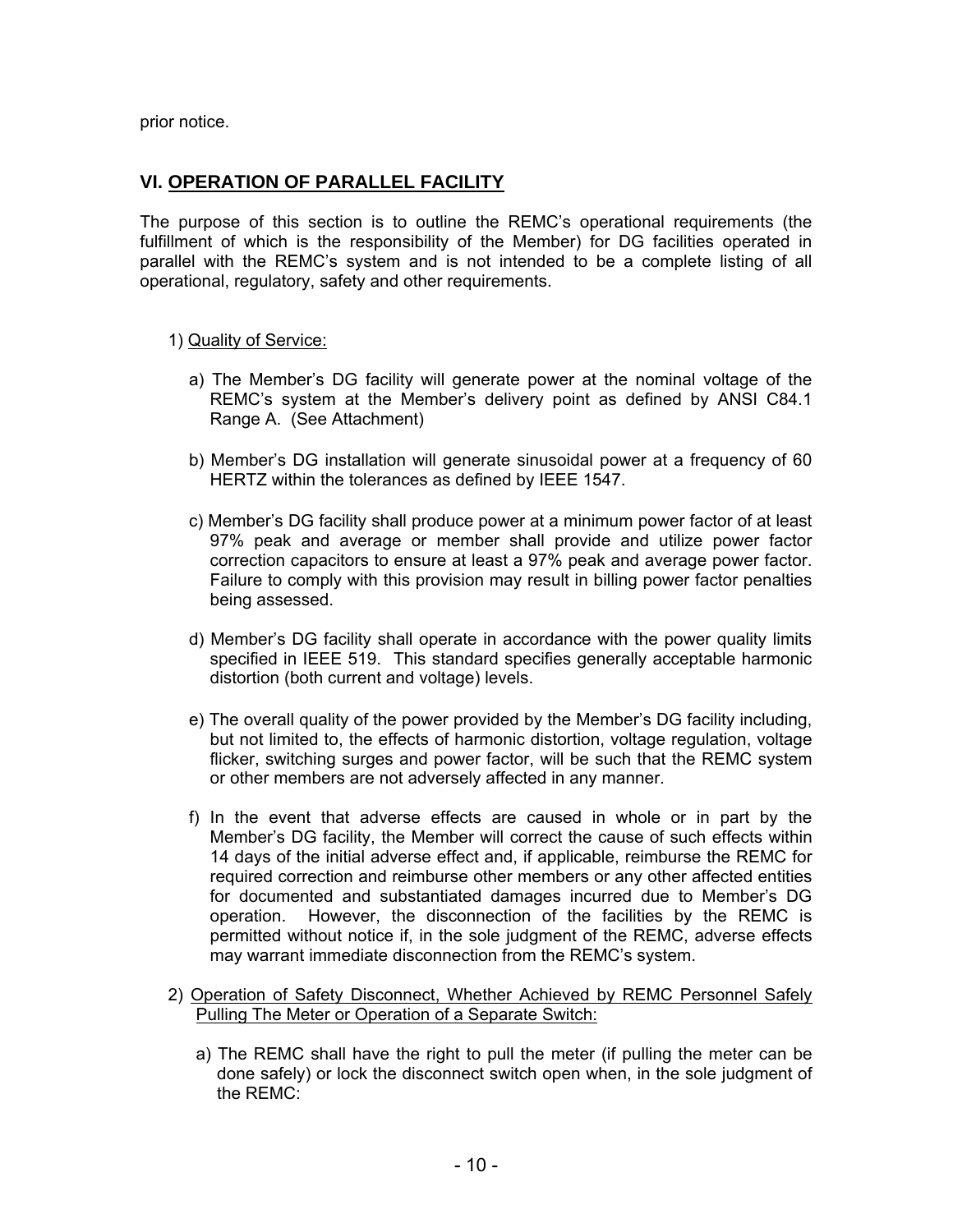prior notice.

## VI. OPERATION OF PARALLEL FACILITY

The purpose of this section is to outline the REMC's operational requirements (the fulfillment of which is the responsibility of the Member) for DG facilities operated in parallel with the REMC's system and is not intended to be a complete listing of all operational, regulatory, safety and other requirements.

1) Quality of Service:

   a) The Member's DG facility will generate power at the nominal voltage of the REMC's system at the Member's delivery point as defined by ANSI C84.1 Range A. (See Attachment)

   b) Member's DG installation will generate sinusoidal power at a frequency of 60 HERTZ within the tolerances as defined by IEEE 1547.

   c) Member's DG facility shall produce power at a minimum power factor of at least 97% peak and average or member shall provide and utilize power factor correction capacitors to ensure at least a 97% peak and average power factor. Failure to comply with this provision may result in billing power factor penalties being assessed.

   d) Member's DG facility shall operate in accordance with the power quality limits specified in IEEE 519. This standard specifies generally acceptable harmonic distortion (both current and voltage) levels.

   e) The overall quality of the power provided by the Member's DG facility including, but not limited to, the effects of harmonic distortion, voltage regulation, voltage flicker, switching surges and power factor, will be such that the REMC system or other members are not adversely affected in any manner.

   f) In the event that adverse effects are caused in whole or in part by the Member's DG facility, the Member will correct the cause of such effects within 14 days of the initial adverse effect and, if applicable, reimburse the REMC for required correction and reimburse other members or any other affected entities for documented and substantiated damages incurred due to Member's DG operation. However, the disconnection of the facilities by the REMC is permitted without notice if, in the sole judgment of the REMC, adverse effects may warrant immediate disconnection from the REMC's system.

2) Operation of Safety Disconnect, Whether Achieved by REMC Personnel Safely Pulling The Meter or Operation of a Separate Switch:

   a) The REMC shall have the right to pull the meter (if pulling the meter can be done safely) or lock the disconnect switch open when, in the sole judgment of the REMC: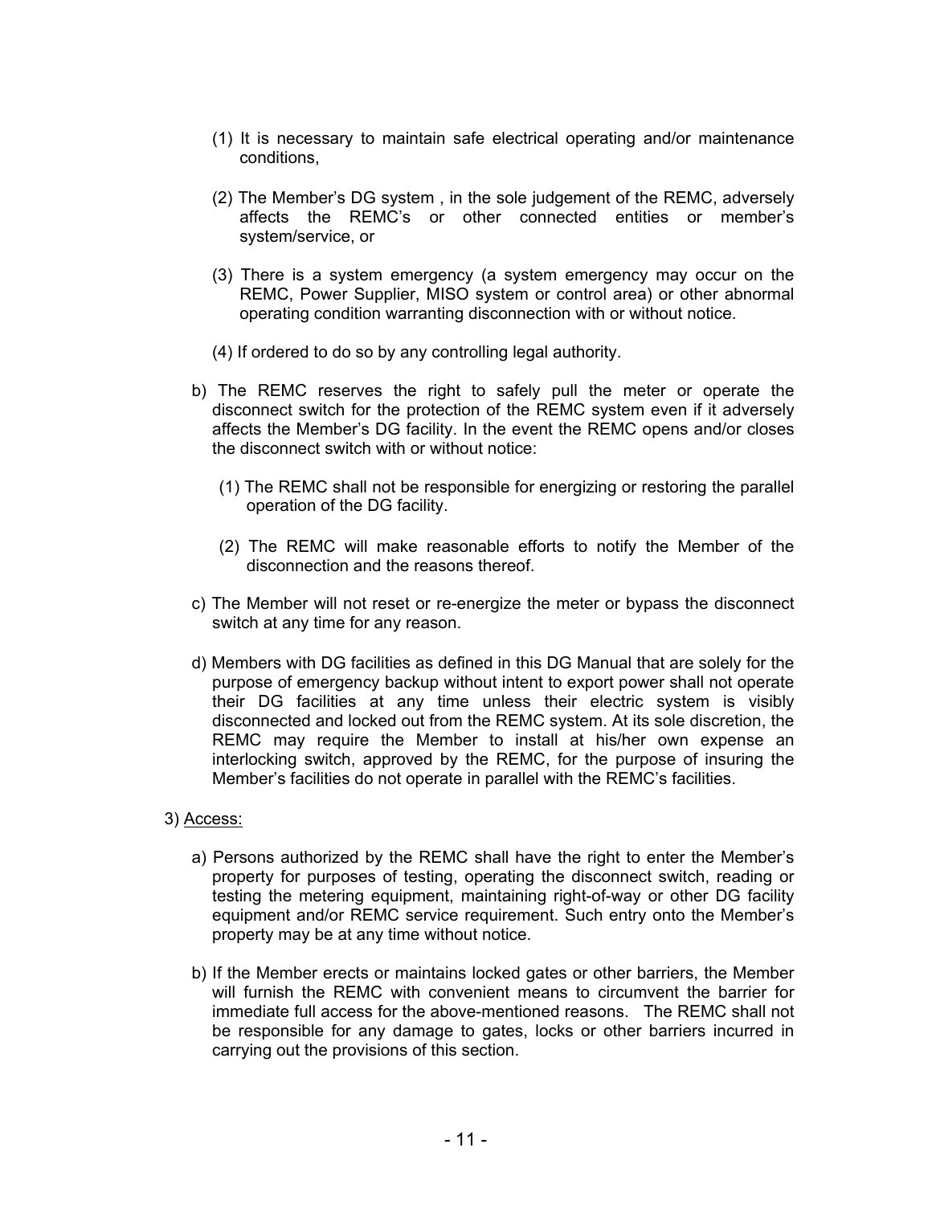(1) It is necessary to maintain safe electrical operating and/or maintenance conditions,

(2) The Member's DG system , in the sole judgement of the REMC, adversely affects the REMC's or other connected entities or member's system/service, or

(3) There is a system emergency (a system emergency may occur on the REMC, Power Supplier, MISO system or control area) or other abnormal operating condition warranting disconnection with or without notice.

(4) If ordered to do so by any controlling legal authority.

b) The REMC reserves the right to safely pull the meter or operate the disconnect switch for the protection of the REMC system even if it adversely affects the Member's DG facility. In the event the REMC opens and/or closes the disconnect switch with or without notice:

(1) The REMC shall not be responsible for energizing or restoring the parallel operation of the DG facility.

(2) The REMC will make reasonable efforts to notify the Member of the disconnection and the reasons thereof.

c) The Member will not reset or re-energize the meter or bypass the disconnect switch at any time for any reason.

d) Members with DG facilities as defined in this DG Manual that are solely for the purpose of emergency backup without intent to export power shall not operate their DG facilities at any time unless their electric system is visibly disconnected and locked out from the REMC system. At its sole discretion, the REMC may require the Member to install at his/her own expense an interlocking switch, approved by the REMC, for the purpose of insuring the Member's facilities do not operate in parallel with the REMC's facilities.

3) Access:

a) Persons authorized by the REMC shall have the right to enter the Member's property for purposes of testing, operating the disconnect switch, reading or testing the metering equipment, maintaining right-of-way or other DG facility equipment and/or REMC service requirement. Such entry onto the Member's property may be at any time without notice.

b) If the Member erects or maintains locked gates or other barriers, the Member will furnish the REMC with convenient means to circumvent the barrier for immediate full access for the above-mentioned reasons. The REMC shall not be responsible for any damage to gates, locks or other barriers incurred in carrying out the provisions of this section.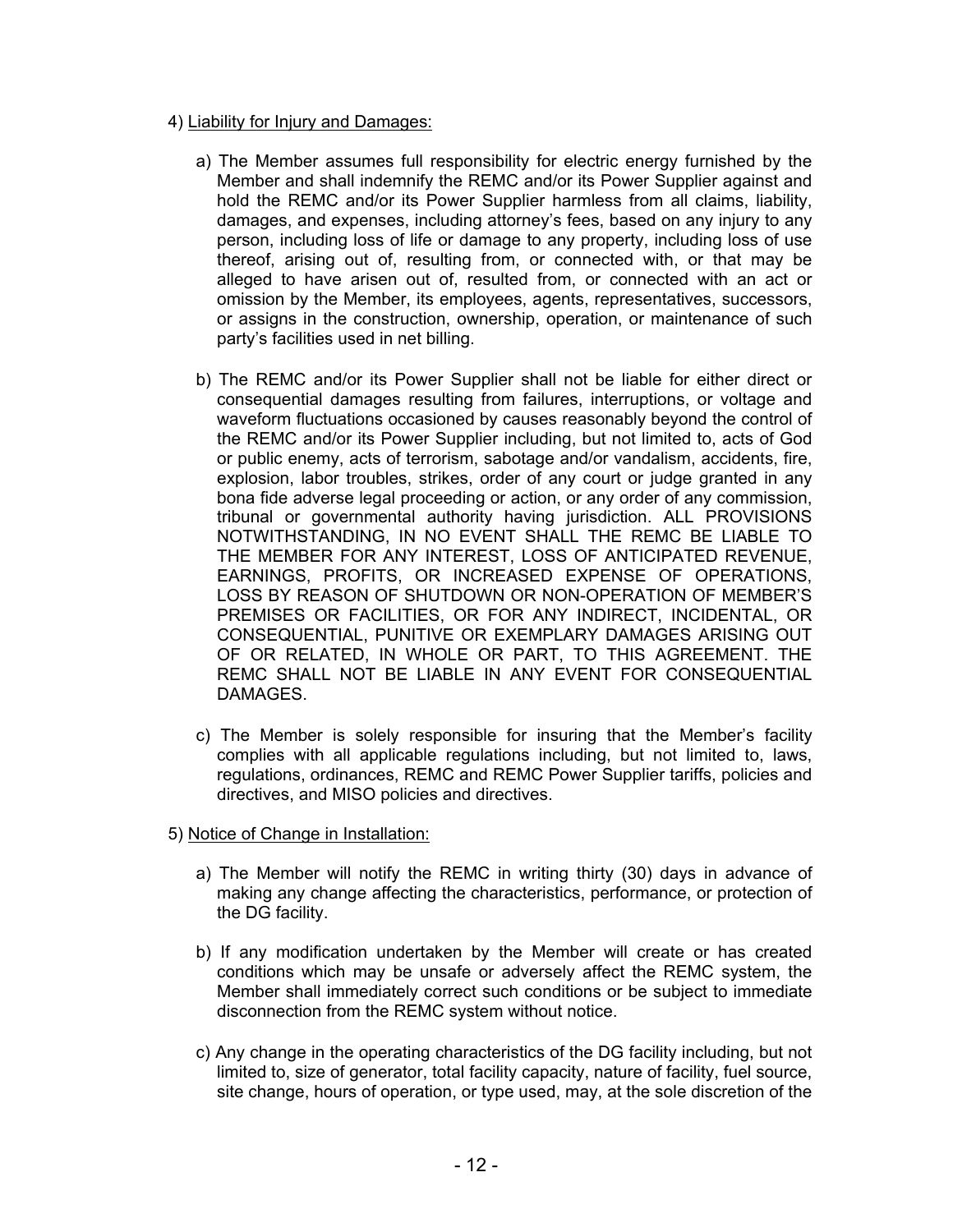4) Liability for Injury and Damages:

a) The Member assumes full responsibility for electric energy furnished by the Member and shall indemnify the REMC and/or its Power Supplier against and hold the REMC and/or its Power Supplier harmless from all claims, liability, damages, and expenses, including attorney's fees, based on any injury to any person, including loss of life or damage to any property, including loss of use thereof, arising out of, resulting from, or connected with, or that may be alleged to have arisen out of, resulted from, or connected with an act or omission by the Member, its employees, agents, representatives, successors, or assigns in the construction, ownership, operation, or maintenance of such party's facilities used in net billing.

b) The REMC and/or its Power Supplier shall not be liable for either direct or consequential damages resulting from failures, interruptions, or voltage and waveform fluctuations occasioned by causes reasonably beyond the control of the REMC and/or its Power Supplier including, but not limited to, acts of God or public enemy, acts of terrorism, sabotage and/or vandalism, accidents, fire, explosion, labor troubles, strikes, order of any court or judge granted in any bona fide adverse legal proceeding or action, or any order of any commission, tribunal or governmental authority having jurisdiction. ALL PROVISIONS NOTWITHSTANDING, IN NO EVENT SHALL THE REMC BE LIABLE TO THE MEMBER FOR ANY INTEREST, LOSS OF ANTICIPATED REVENUE, EARNINGS, PROFITS, OR INCREASED EXPENSE OF OPERATIONS, LOSS BY REASON OF SHUTDOWN OR NON-OPERATION OF MEMBER'S PREMISES OR FACILITIES, OR FOR ANY INDIRECT, INCIDENTAL, OR CONSEQUENTIAL, PUNITIVE OR EXEMPLARY DAMAGES ARISING OUT OF OR RELATED, IN WHOLE OR PART, TO THIS AGREEMENT. THE REMC SHALL NOT BE LIABLE IN ANY EVENT FOR CONSEQUENTIAL DAMAGES.

c) The Member is solely responsible for insuring that the Member's facility complies with all applicable regulations including, but not limited to, laws, regulations, ordinances, REMC and REMC Power Supplier tariffs, policies and directives, and MISO policies and directives.

5) Notice of Change in Installation:

a) The Member will notify the REMC in writing thirty (30) days in advance of making any change affecting the characteristics, performance, or protection of the DG facility.

b) If any modification undertaken by the Member will create or has created conditions which may be unsafe or adversely affect the REMC system, the Member shall immediately correct such conditions or be subject to immediate disconnection from the REMC system without notice.

c) Any change in the operating characteristics of the DG facility including, but not limited to, size of generator, total facility capacity, nature of facility, fuel source, site change, hours of operation, or type used, may, at the sole discretion of the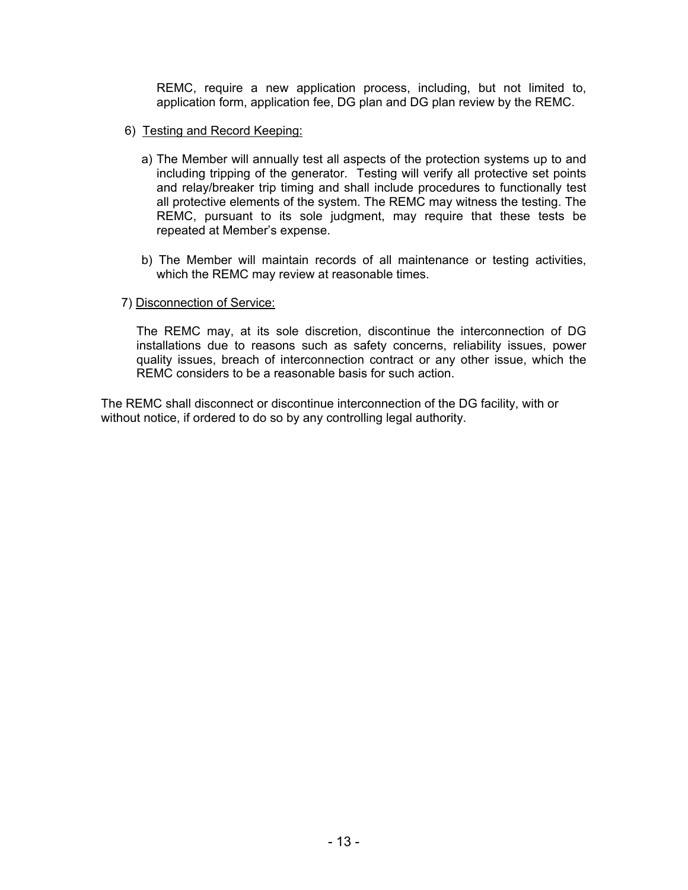REMC, require a new application process, including, but not limited to, application form, application fee, DG plan and DG plan review by the REMC.

6) Testing and Record Keeping:

a) The Member will annually test all aspects of the protection systems up to and including tripping of the generator. Testing will verify all protective set points and relay/breaker trip timing and shall include procedures to functionally test all protective elements of the system. The REMC may witness the testing. The REMC, pursuant to its sole judgment, may require that these tests be repeated at Member's expense.

b) The Member will maintain records of all maintenance or testing activities, which the REMC may review at reasonable times.

7) Disconnection of Service:

The REMC may, at its sole discretion, discontinue the interconnection of DG installations due to reasons such as safety concerns, reliability issues, power quality issues, breach of interconnection contract or any other issue, which the REMC considers to be a reasonable basis for such action.

The REMC shall disconnect or discontinue interconnection of the DG facility, with or without notice, if ordered to do so by any controlling legal authority.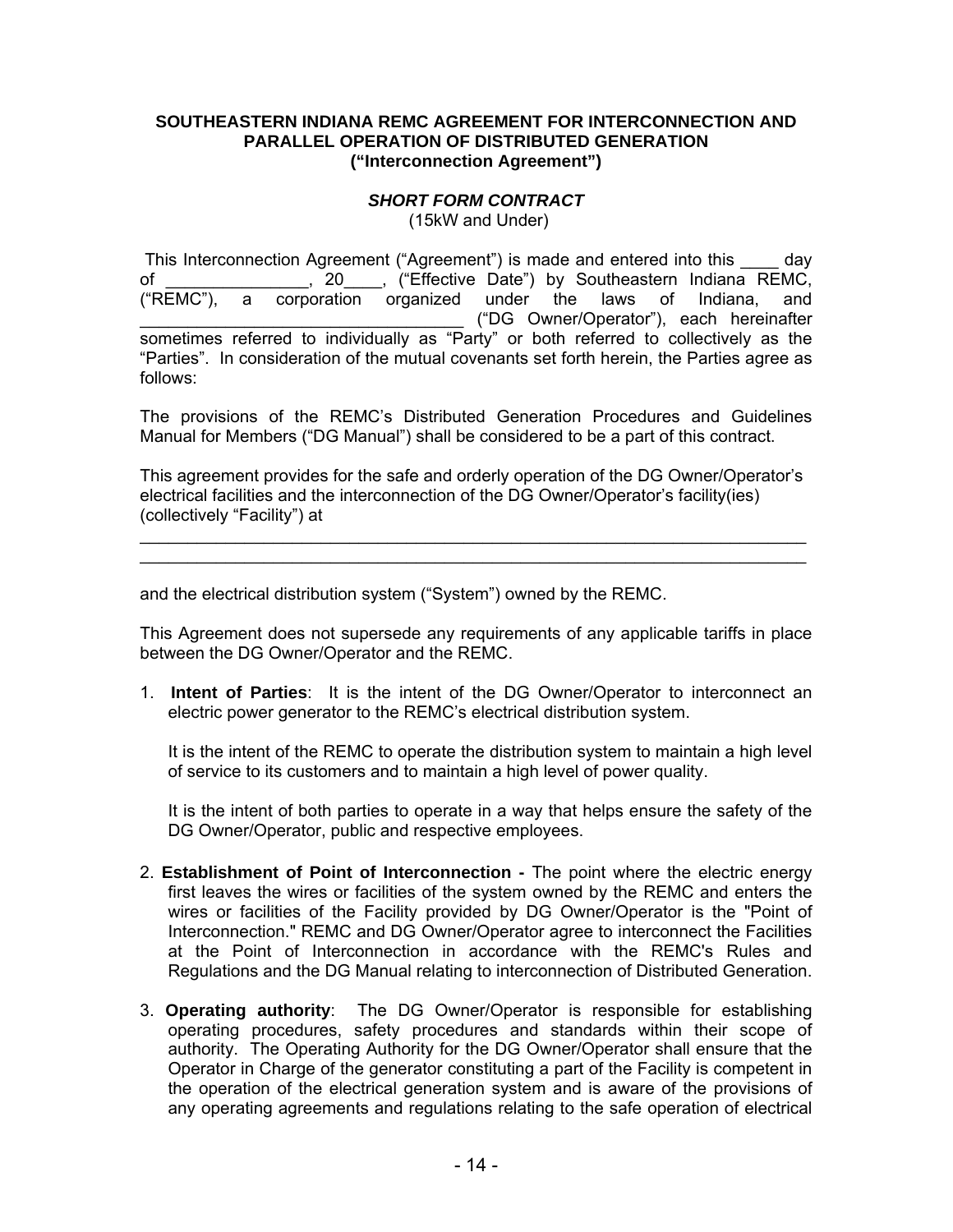**SOUTHEASTERN INDIANA REMC AGREEMENT FOR INTERCONNECTION AND PARALLEL OPERATION OF DISTRIBUTED GENERATION (“Interconnection Agreement”)**

***SHORT FORM CONTRACT***
(15kW and Under)

This Interconnection Agreement (“Agreement”) is made and entered into this ____ day of _______________, 20____, (“Effective Date”) by Southeastern Indiana REMC, (“REMC”), a corporation organized under the laws of Indiana, and _________________________________ (“DG Owner/Operator”), each hereinafter sometimes referred to individually as “Party” or both referred to collectively as the “Parties”. In consideration of the mutual covenants set forth herein, the Parties agree as follows:

The provisions of the REMC’s Distributed Generation Procedures and Guidelines Manual for Members (“DG Manual”) shall be considered to be a part of this contract.

This agreement provides for the safe and orderly operation of the DG Owner/Operator’s electrical facilities and the interconnection of the DG Owner/Operator’s facility(ies) (collectively “Facility”) at

_____________________________________________________________________________
_____________________________________________________________________________

and the electrical distribution system (“System”) owned by the REMC.

This Agreement does not supersede any requirements of any applicable tariffs in place between the DG Owner/Operator and the REMC.

1. **Intent of Parties**: It is the intent of the DG Owner/Operator to interconnect an electric power generator to the REMC’s electrical distribution system.

   It is the intent of the REMC to operate the distribution system to maintain a high level of service to its customers and to maintain a high level of power quality.

   It is the intent of both parties to operate in a way that helps ensure the safety of the DG Owner/Operator, public and respective employees.

2. **Establishment of Point of Interconnection -** The point where the electric energy first leaves the wires or facilities of the system owned by the REMC and enters the wires or facilities of the Facility provided by DG Owner/Operator is the "Point of Interconnection." REMC and DG Owner/Operator agree to interconnect the Facilities at the Point of Interconnection in accordance with the REMC's Rules and Regulations and the DG Manual relating to interconnection of Distributed Generation.

3. **Operating authority**: The DG Owner/Operator is responsible for establishing operating procedures, safety procedures and standards within their scope of authority. The Operating Authority for the DG Owner/Operator shall ensure that the Operator in Charge of the generator constituting a part of the Facility is competent in the operation of the electrical generation system and is aware of the provisions of any operating agreements and regulations relating to the safe operation of electrical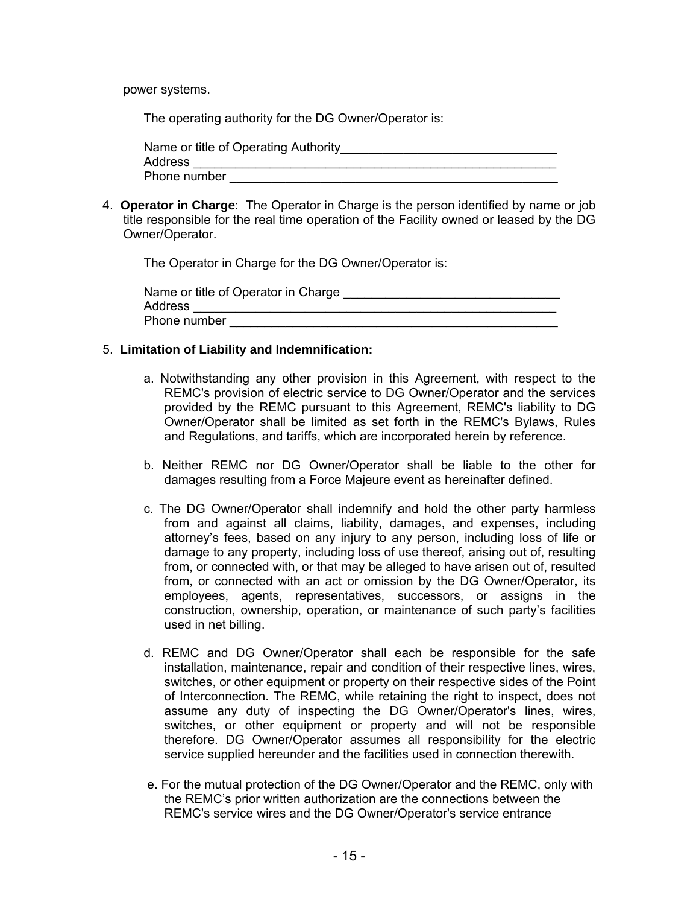power systems.

The operating authority for the DG Owner/Operator is:

Name or title of Operating Authority_______________________________
Address ______________________________________________________
Phone number _________________________________________________

4. **Operator in Charge**: The Operator in Charge is the person identified by name or job title responsible for the real time operation of the Facility owned or leased by the DG Owner/Operator.

The Operator in Charge for the DG Owner/Operator is:

Name or title of Operator in Charge _______________________________
Address ______________________________________________________
Phone number _________________________________________________

5. **Limitation of Liability and Indemnification:**

a. Notwithstanding any other provision in this Agreement, with respect to the REMC's provision of electric service to DG Owner/Operator and the services provided by the REMC pursuant to this Agreement, REMC's liability to DG Owner/Operator shall be limited as set forth in the REMC's Bylaws, Rules and Regulations, and tariffs, which are incorporated herein by reference.

b. Neither REMC nor DG Owner/Operator shall be liable to the other for damages resulting from a Force Majeure event as hereinafter defined.

c. The DG Owner/Operator shall indemnify and hold the other party harmless from and against all claims, liability, damages, and expenses, including attorney's fees, based on any injury to any person, including loss of life or damage to any property, including loss of use thereof, arising out of, resulting from, or connected with, or that may be alleged to have arisen out of, resulted from, or connected with an act or omission by the DG Owner/Operator, its employees, agents, representatives, successors, or assigns in the construction, ownership, operation, or maintenance of such party's facilities used in net billing.

d. REMC and DG Owner/Operator shall each be responsible for the safe installation, maintenance, repair and condition of their respective lines, wires, switches, or other equipment or property on their respective sides of the Point of Interconnection. The REMC, while retaining the right to inspect, does not assume any duty of inspecting the DG Owner/Operator's lines, wires, switches, or other equipment or property and will not be responsible therefore. DG Owner/Operator assumes all responsibility for the electric service supplied hereunder and the facilities used in connection therewith.

e. For the mutual protection of the DG Owner/Operator and the REMC, only with the REMC's prior written authorization are the connections between the REMC's service wires and the DG Owner/Operator's service entrance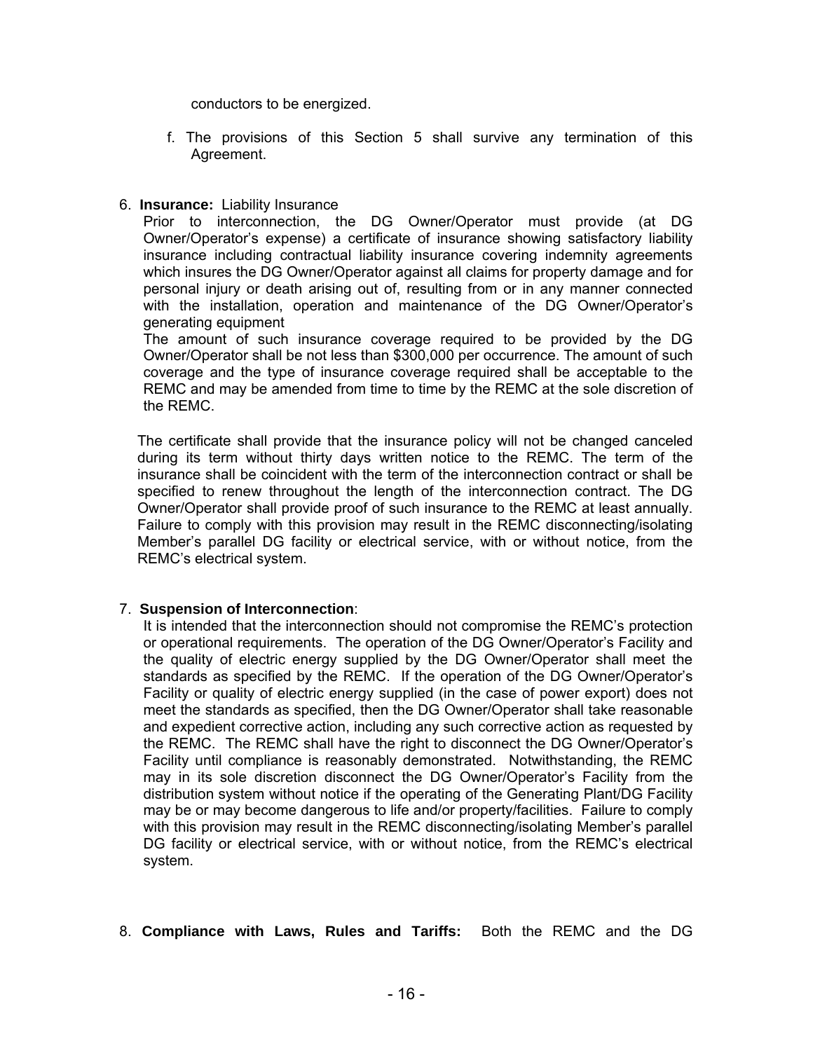conductors to be energized.

f. The provisions of this Section 5 shall survive any termination of this Agreement.

6. **Insurance:** Liability Insurance

   Prior to interconnection, the DG Owner/Operator must provide (at DG Owner/Operator's expense) a certificate of insurance showing satisfactory liability insurance including contractual liability insurance covering indemnity agreements which insures the DG Owner/Operator against all claims for property damage and for personal injury or death arising out of, resulting from or in any manner connected with the installation, operation and maintenance of the DG Owner/Operator's generating equipment

   The amount of such insurance coverage required to be provided by the DG Owner/Operator shall be not less than $300,000 per occurrence. The amount of such coverage and the type of insurance coverage required shall be acceptable to the REMC and may be amended from time to time by the REMC at the sole discretion of the REMC.

   The certificate shall provide that the insurance policy will not be changed canceled during its term without thirty days written notice to the REMC. The term of the insurance shall be coincident with the term of the interconnection contract or shall be specified to renew throughout the length of the interconnection contract. The DG Owner/Operator shall provide proof of such insurance to the REMC at least annually. Failure to comply with this provision may result in the REMC disconnecting/isolating Member's parallel DG facility or electrical service, with or without notice, from the REMC's electrical system.

7. **Suspension of Interconnection**:

   It is intended that the interconnection should not compromise the REMC's protection or operational requirements. The operation of the DG Owner/Operator's Facility and the quality of electric energy supplied by the DG Owner/Operator shall meet the standards as specified by the REMC. If the operation of the DG Owner/Operator's Facility or quality of electric energy supplied (in the case of power export) does not meet the standards as specified, then the DG Owner/Operator shall take reasonable and expedient corrective action, including any such corrective action as requested by the REMC. The REMC shall have the right to disconnect the DG Owner/Operator's Facility until compliance is reasonably demonstrated. Notwithstanding, the REMC may in its sole discretion disconnect the DG Owner/Operator's Facility from the distribution system without notice if the operating of the Generating Plant/DG Facility may be or may become dangerous to life and/or property/facilities. Failure to comply with this provision may result in the REMC disconnecting/isolating Member's parallel DG facility or electrical service, with or without notice, from the REMC's electrical system.

8. **Compliance with Laws, Rules and Tariffs:** Both the REMC and the DG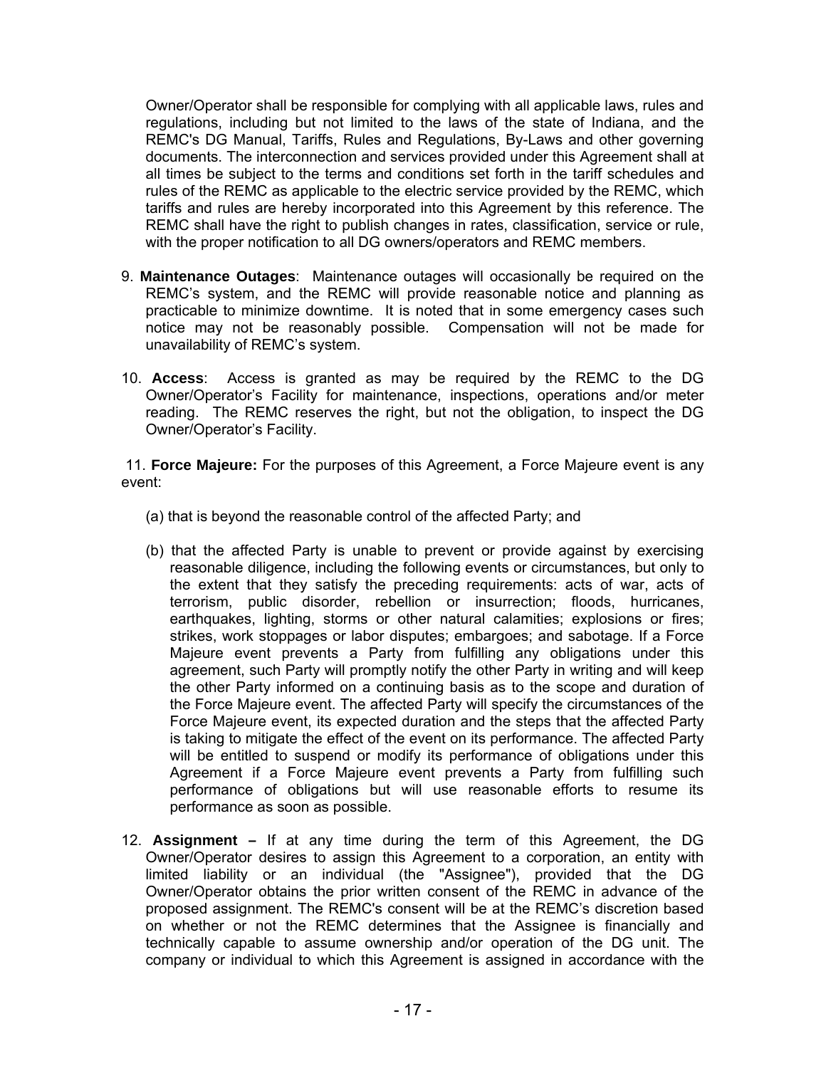Owner/Operator shall be responsible for complying with all applicable laws, rules and regulations, including but not limited to the laws of the state of Indiana, and the REMC's DG Manual, Tariffs, Rules and Regulations, By-Laws and other governing documents. The interconnection and services provided under this Agreement shall at all times be subject to the terms and conditions set forth in the tariff schedules and rules of the REMC as applicable to the electric service provided by the REMC, which tariffs and rules are hereby incorporated into this Agreement by this reference. The REMC shall have the right to publish changes in rates, classification, service or rule, with the proper notification to all DG owners/operators and REMC members.

9. **Maintenance Outages**: Maintenance outages will occasionally be required on the REMC's system, and the REMC will provide reasonable notice and planning as practicable to minimize downtime. It is noted that in some emergency cases such notice may not be reasonably possible. Compensation will not be made for unavailability of REMC's system.

10. **Access**: Access is granted as may be required by the REMC to the DG Owner/Operator's Facility for maintenance, inspections, operations and/or meter reading. The REMC reserves the right, but not the obligation, to inspect the DG Owner/Operator's Facility.

11. **Force Majeure:** For the purposes of this Agreement, a Force Majeure event is any event:

(a) that is beyond the reasonable control of the affected Party; and

(b) that the affected Party is unable to prevent or provide against by exercising reasonable diligence, including the following events or circumstances, but only to the extent that they satisfy the preceding requirements: acts of war, acts of terrorism, public disorder, rebellion or insurrection; floods, hurricanes, earthquakes, lighting, storms or other natural calamities; explosions or fires; strikes, work stoppages or labor disputes; embargoes; and sabotage. If a Force Majeure event prevents a Party from fulfilling any obligations under this agreement, such Party will promptly notify the other Party in writing and will keep the other Party informed on a continuing basis as to the scope and duration of the Force Majeure event. The affected Party will specify the circumstances of the Force Majeure event, its expected duration and the steps that the affected Party is taking to mitigate the effect of the event on its performance. The affected Party will be entitled to suspend or modify its performance of obligations under this Agreement if a Force Majeure event prevents a Party from fulfilling such performance of obligations but will use reasonable efforts to resume its performance as soon as possible.

12. **Assignment –** If at any time during the term of this Agreement, the DG Owner/Operator desires to assign this Agreement to a corporation, an entity with limited liability or an individual (the "Assignee"), provided that the DG Owner/Operator obtains the prior written consent of the REMC in advance of the proposed assignment. The REMC's consent will be at the REMC's discretion based on whether or not the REMC determines that the Assignee is financially and technically capable to assume ownership and/or operation of the DG unit. The company or individual to which this Agreement is assigned in accordance with the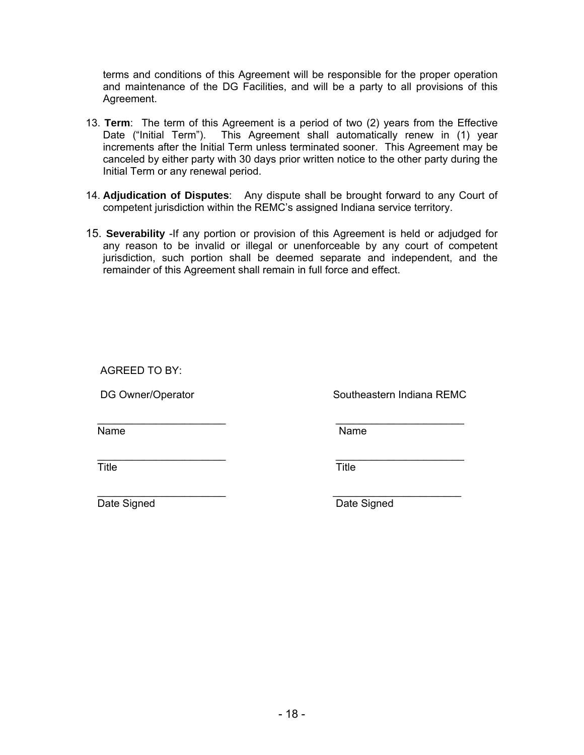terms and conditions of this Agreement will be responsible for the proper operation and maintenance of the DG Facilities, and will be a party to all provisions of this Agreement.

13. **Term**: The term of this Agreement is a period of two (2) years from the Effective Date ("Initial Term"). This Agreement shall automatically renew in (1) year increments after the Initial Term unless terminated sooner. This Agreement may be canceled by either party with 30 days prior written notice to the other party during the Initial Term or any renewal period.

14. **Adjudication of Disputes**: Any dispute shall be brought forward to any Court of competent jurisdiction within the REMC's assigned Indiana service territory.

15. **Severability** -If any portion or provision of this Agreement is held or adjudged for any reason to be invalid or illegal or unenforceable by any court of competent jurisdiction, such portion shall be deemed separate and independent, and the remainder of this Agreement shall remain in full force and effect.

AGREED TO BY:

| DG Owner/Operator | Southeastern Indiana REMC |
|---|---|
| \_\_\_\_\_\_\_\_\_\_\_\_\_\_\_\_\_\_\_\_\_\_ | \_\_\_\_\_\_\_\_\_\_\_\_\_\_\_\_\_\_\_\_\_\_ |
| Name | Name |
| \_\_\_\_\_\_\_\_\_\_\_\_\_\_\_\_\_\_\_\_\_\_ | \_\_\_\_\_\_\_\_\_\_\_\_\_\_\_\_\_\_\_\_\_\_ |
| Title | Title |
| \_\_\_\_\_\_\_\_\_\_\_\_\_\_\_\_\_\_\_\_\_\_ | \_\_\_\_\_\_\_\_\_\_\_\_\_\_\_\_\_\_\_\_\_\_ |
| Date Signed | Date Signed |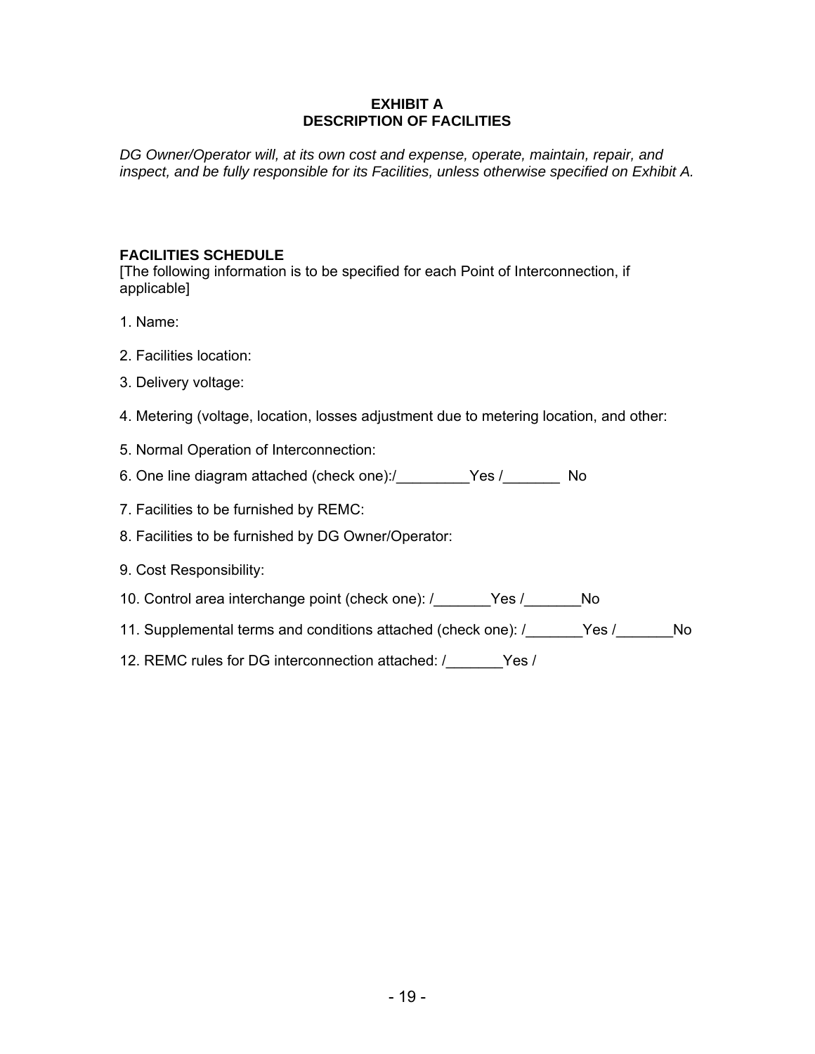# EXHIBIT A
# DESCRIPTION OF FACILITIES

*DG Owner/Operator will, at its own cost and expense, operate, maintain, repair, and inspect, and be fully responsible for its Facilities, unless otherwise specified on Exhibit A.*

### FACILITIES SCHEDULE

[The following information is to be specified for each Point of Interconnection, if applicable]

1. Name:

2. Facilities location:

3. Delivery voltage:

4. Metering (voltage, location, losses adjustment due to metering location, and other:

5. Normal Operation of Interconnection:

6. One line diagram attached (check one):/_________Yes /_______ No

7. Facilities to be furnished by REMC:

8. Facilities to be furnished by DG Owner/Operator:

9. Cost Responsibility:

10. Control area interchange point (check one): /_______Yes /_______No

11. Supplemental terms and conditions attached (check one): /_______Yes /_______No

12. REMC rules for DG interconnection attached: /_______Yes /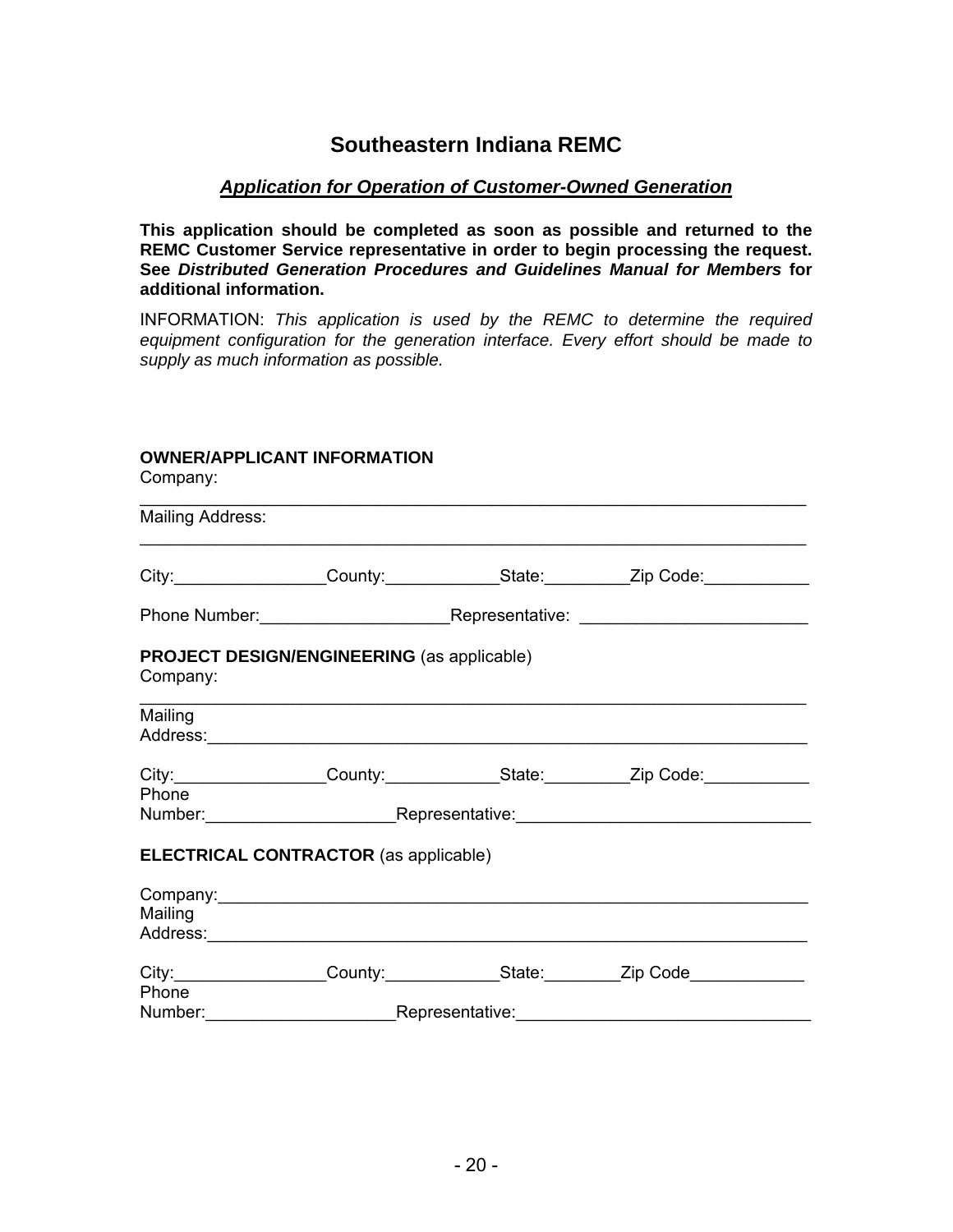# Southeastern Indiana REMC

## *Application for Operation of Customer-Owned Generation*

**This application should be completed as soon as possible and returned to the REMC Customer Service representative in order to begin processing the request. See *Distributed Generation Procedures and Guidelines Manual for Members* for additional information.**

INFORMATION: *This application is used by the REMC to determine the required equipment configuration for the generation interface. Every effort should be made to supply as much information as possible.*

**OWNER/APPLICANT INFORMATION**

Company:
________________________________________________________________________

Mailing Address:
________________________________________________________________________

City:________________County:____________State:_________Zip Code:___________

Phone Number:____________________Representative: ________________________

**PROJECT DESIGN/ENGINEERING** (as applicable)

Company:
________________________________________________________________________

Mailing Address:___________________________________________________________

City:________________County:____________State:_________Zip Code:___________

Phone Number:____________________Representative:______________________________

**ELECTRICAL CONTRACTOR** (as applicable)

Company:_________________________________________________________________

Mailing Address:___________________________________________________________

City:________________County:____________State:________Zip Code____________

Phone Number:____________________Representative:______________________________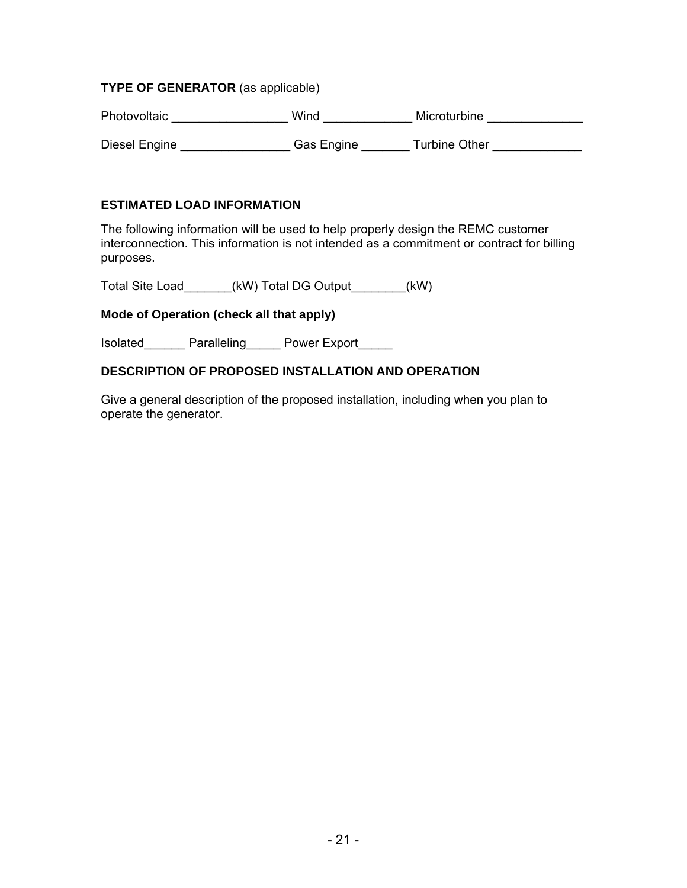**TYPE OF GENERATOR** (as applicable)

Photovoltaic _________________ Wind _____________ Microturbine ______________

Diesel Engine ________________ Gas Engine _______ Turbine Other _____________

**ESTIMATED LOAD INFORMATION**

The following information will be used to help properly design the REMC customer interconnection. This information is not intended as a commitment or contract for billing purposes.

Total Site Load_______(kW) Total DG Output________(kW)

**Mode of Operation (check all that apply)**

Isolated______ Paralleling_____ Power Export_____

**DESCRIPTION OF PROPOSED INSTALLATION AND OPERATION**

Give a general description of the proposed installation, including when you plan to operate the generator.